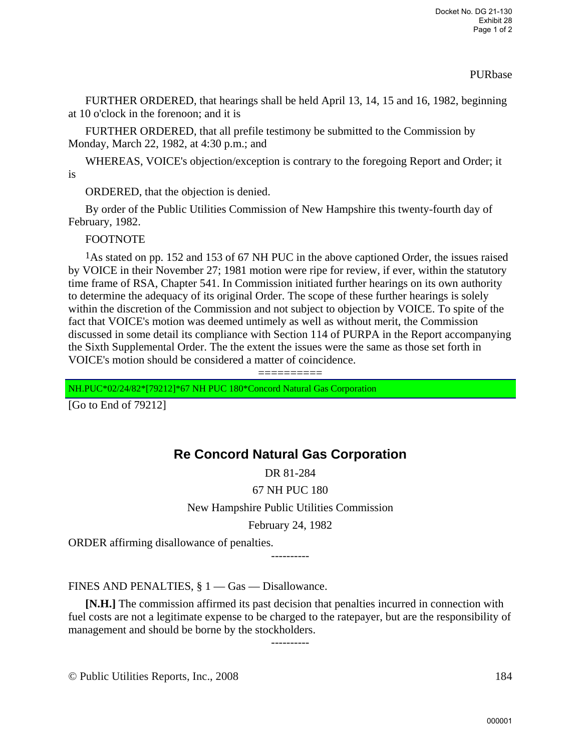PURbase

FURTHER ORDERED, that hearings shall be held April 13, 14, 15 and 16, 1982, beginning at 10 o'clock in the forenoon; and it is

FURTHER ORDERED, that all prefile testimony be submitted to the Commission by Monday, March 22, 1982, at 4:30 p.m.; and

WHEREAS, VOICE's objection/exception is contrary to the foregoing Report and Order; it is

ORDERED, that the objection is denied.

By order of the Public Utilities Commission of New Hampshire this twenty-fourth day of February, 1982.

FOOTNOTE

[1]As stated on pp. 152 and 153 of 67 NH PUC in the above captioned Order, the issues raised by VOICE in their November 27; 1981 motion were ripe for review, if ever, within the statutory time frame of RSA, Chapter 541. In Commission initiated further hearings on its own authority to determine the adequacy of its original Order. The scope of these further hearings is solely within the discretion of the Commission and not subject to objection by VOICE. To spite of the fact that VOICE's motion was deemed untimely as well as without merit, the Commission discussed in some detail its compliance with Section 114 of PURPA in the Report accompanying the Sixth Supplemental Order. The the extent the issues were the same as those set forth in VOICE's motion should be considered a matter of coincidence.

==========

NH.PUC*02/24/82*[79212]*67 NH PUC 180*Concord Natural Gas Corporation

[Go to End of 79212]

## Re Concord Natural Gas Corporation

DR 81-284

67 NH PUC 180

New Hampshire Public Utilities Commission

February 24, 1982

ORDER affirming disallowance of penalties.

----------

FINES AND PENALTIES, § 1 — Gas — Disallowance.

**[N.H.]** The commission affirmed its past decision that penalties incurred in connection with fuel costs are not a legitimate expense to be charged to the ratepayer, but are the responsibility of management and should be borne by the stockholders.

----------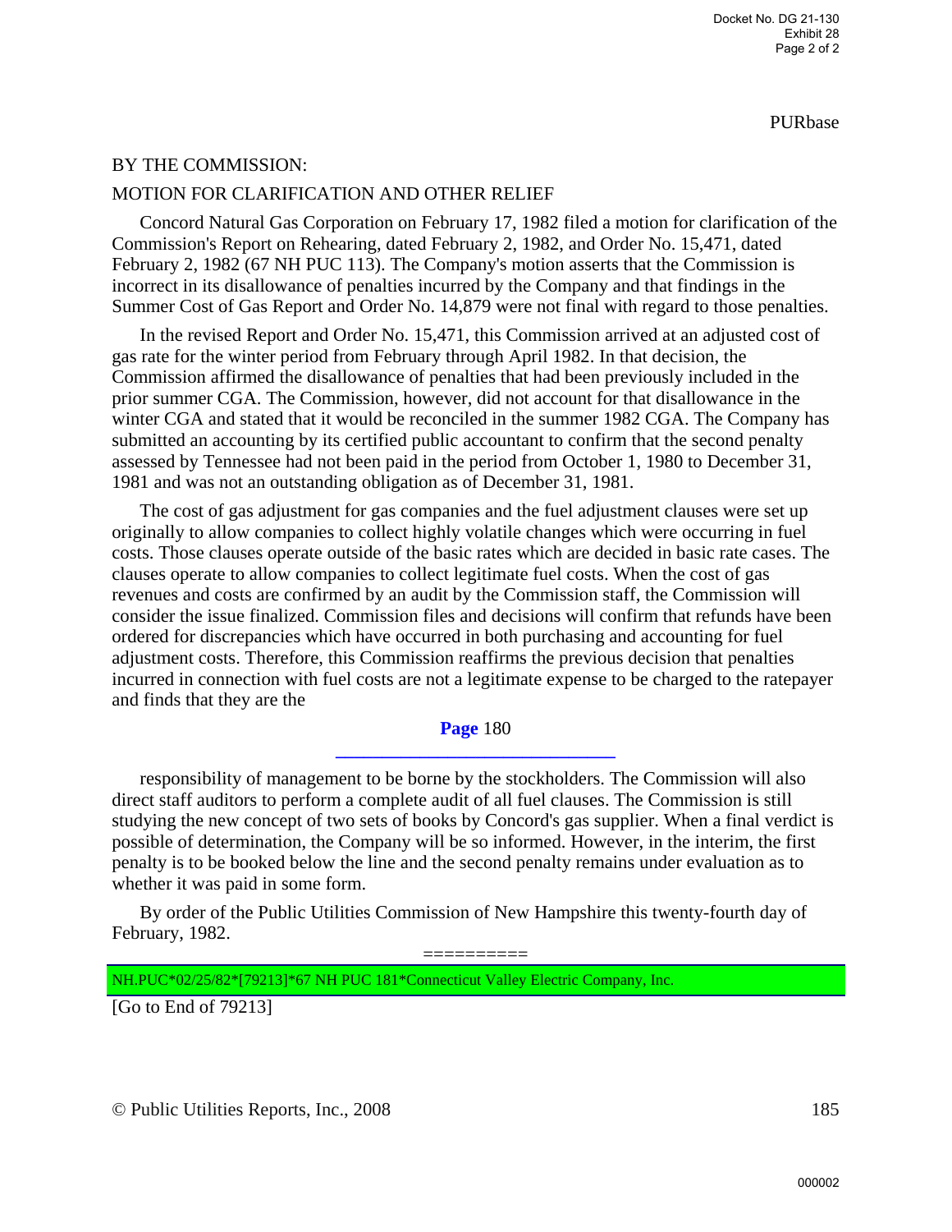BY THE COMMISSION:

MOTION FOR CLARIFICATION AND OTHER RELIEF

Concord Natural Gas Corporation on February 17, 1982 filed a motion for clarification of the Commission's Report on Rehearing, dated February 2, 1982, and Order No. 15,471, dated February 2, 1982 (67 NH PUC 113). The Company's motion asserts that the Commission is incorrect in its disallowance of penalties incurred by the Company and that findings in the Summer Cost of Gas Report and Order No. 14,879 were not final with regard to those penalties.

In the revised Report and Order No. 15,471, this Commission arrived at an adjusted cost of gas rate for the winter period from February through April 1982. In that decision, the Commission affirmed the disallowance of penalties that had been previously included in the prior summer CGA. The Commission, however, did not account for that disallowance in the winter CGA and stated that it would be reconciled in the summer 1982 CGA. The Company has submitted an accounting by its certified public accountant to confirm that the second penalty assessed by Tennessee had not been paid in the period from October 1, 1980 to December 31, 1981 and was not an outstanding obligation as of December 31, 1981.

The cost of gas adjustment for gas companies and the fuel adjustment clauses were set up originally to allow companies to collect highly volatile changes which were occurring in fuel costs. Those clauses operate outside of the basic rates which are decided in basic rate cases. The clauses operate to allow companies to collect legitimate fuel costs. When the cost of gas revenues and costs are confirmed by an audit by the Commission staff, the Commission will consider the issue finalized. Commission files and decisions will confirm that refunds have been ordered for discrepancies which have occurred in both purchasing and accounting for fuel adjustment costs. Therefore, this Commission reaffirms the previous decision that penalties incurred in connection with fuel costs are not a legitimate expense to be charged to the ratepayer and finds that they are the

**Page** 180

---

responsibility of management to be borne by the stockholders. The Commission will also direct staff auditors to perform a complete audit of all fuel clauses. The Commission is still studying the new concept of two sets of books by Concord's gas supplier. When a final verdict is possible of determination, the Company will be so informed. However, in the interim, the first penalty is to be booked below the line and the second penalty remains under evaluation as to whether it was paid in some form.

By order of the Public Utilities Commission of New Hampshire this twenty-fourth day of February, 1982.

==========

NH.PUC*02/25/82*[79213]*67 NH PUC 181*Connecticut Valley Electric Company, Inc.

[Go to End of 79213]